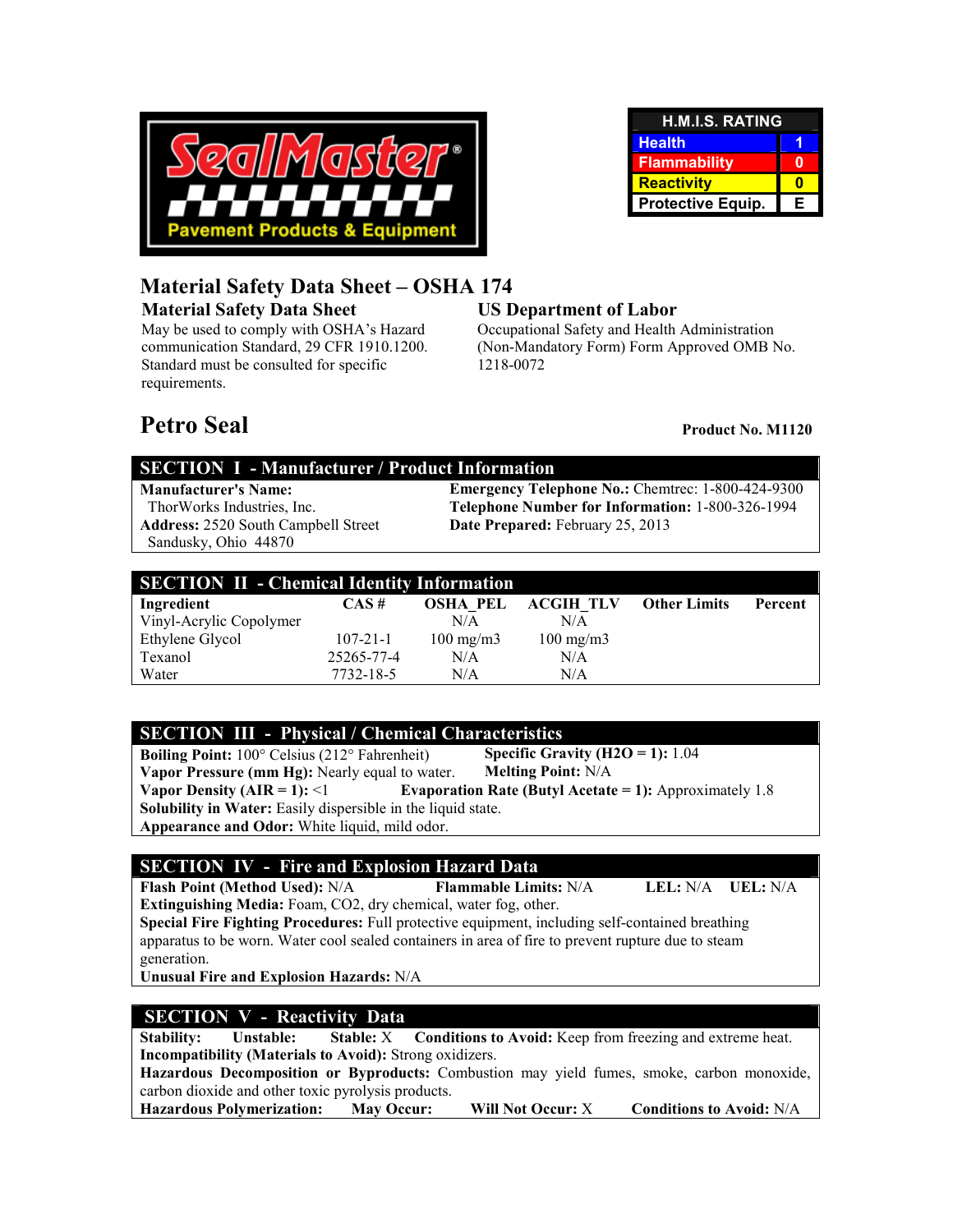SealMaster® Pavement Products & Equipment

| H.M.I.S. RATING | |
|---|---|
| Health | 1 |
| Flammability | 0 |
| Reactivity | 0 |
| Protective Equip. | E |

# Material Safety Data Sheet – OSHA 174

**Material Safety Data Sheet**

May be used to comply with OSHA's Hazard communication Standard, 29 CFR 1910.1200. Standard must be consulted for specific requirements.

**US Department of Labor**

Occupational Safety and Health Administration (Non-Mandatory Form) Form Approved OMB No. 1218-0072

## Petro Seal

**Product No. M1120**

## SECTION I - Manufacturer / Product Information

**Manufacturer's Name:** ThorWorks Industries, Inc.

**Address:** 2520 South Campbell Street Sandusky, Ohio 44870

**Emergency Telephone No.:** Chemtrec: 1-800-424-9300

**Telephone Number for Information:** 1-800-326-1994

**Date Prepared:** February 25, 2013

## SECTION II - Chemical Identity Information

| Ingredient | CAS # | OSHA_PEL | ACGIH_TLV | Other Limits | Percent |
|---|---|---|---|---|---|
| Vinyl-Acrylic Copolymer | | N/A | N/A | | |
| Ethylene Glycol | 107-21-1 | 100 mg/m3 | 100 mg/m3 | | |
| Texanol | 25265-77-4 | N/A | N/A | | |
| Water | 7732-18-5 | N/A | N/A | | |

## SECTION III - Physical / Chemical Characteristics

**Boiling Point:** 100° Celsius (212° Fahrenheit)

**Specific Gravity ($H_2O$ = 1):** 1.04

**Vapor Pressure (mm Hg):** Nearly equal to water.

**Melting Point:** N/A

**Vapor Density (AIR = 1):** <1

**Evaporation Rate (Butyl Acetate = 1):** Approximately 1.8

**Solubility in Water:** Easily dispersible in the liquid state.

**Appearance and Odor:** White liquid, mild odor.

## SECTION IV - Fire and Explosion Hazard Data

**Flash Point (Method Used):** N/A **Flammable Limits:** N/A **LEL:** N/A **UEL:** N/A

**Extinguishing Media:** Foam, $CO_2$, dry chemical, water fog, other.

**Special Fire Fighting Procedures:** Full protective equipment, including self-contained breathing apparatus to be worn. Water cool sealed containers in area of fire to prevent rupture due to steam generation.

**Unusual Fire and Explosion Hazards:** N/A

## SECTION V - Reactivity Data

**Stability:** **Unstable:** **Stable:** X **Conditions to Avoid:** Keep from freezing and extreme heat.

**Incompatibility (Materials to Avoid):** Strong oxidizers.

**Hazardous Decomposition or Byproducts:** Combustion may yield fumes, smoke, carbon monoxide, carbon dioxide and other toxic pyrolysis products.

**Hazardous Polymerization:** **May Occur:** **Will Not Occur:** X **Conditions to Avoid:** N/A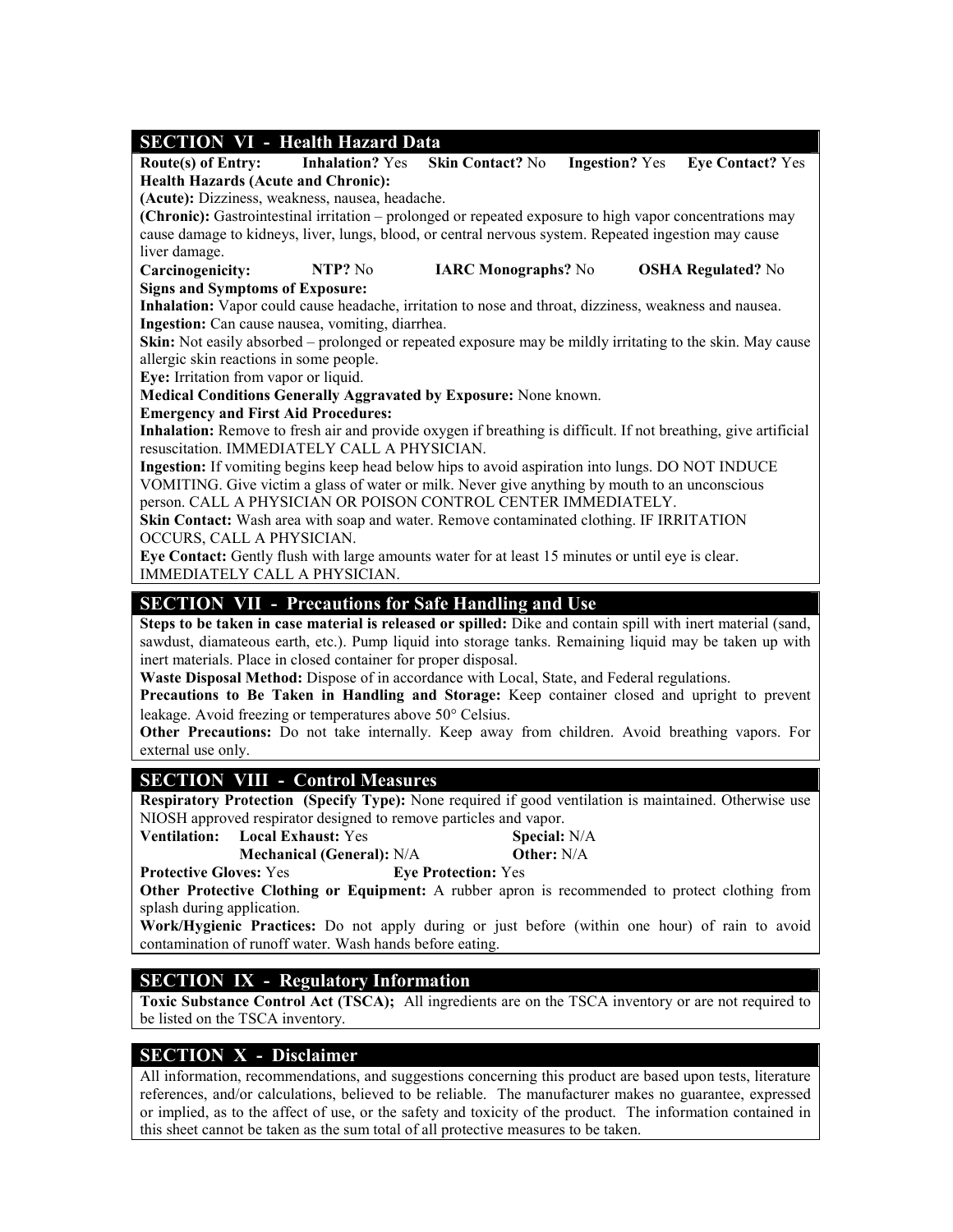## SECTION VI - Health Hazard Data

**Route(s) of Entry:** **Inhalation?** Yes **Skin Contact?** No **Ingestion?** Yes **Eye Contact?** Yes

**Health Hazards (Acute and Chronic):**

**(Acute):** Dizziness, weakness, nausea, headache.

**(Chronic):** Gastrointestinal irritation – prolonged or repeated exposure to high vapor concentrations may cause damage to kidneys, liver, lungs, blood, or central nervous system. Repeated ingestion may cause liver damage.

**Carcinogenicity:** **NTP?** No **IARC Monographs?** No **OSHA Regulated?** No

**Signs and Symptoms of Exposure:**

**Inhalation:** Vapor could cause headache, irritation to nose and throat, dizziness, weakness and nausea.

**Ingestion:** Can cause nausea, vomiting, diarrhea.

**Skin:** Not easily absorbed – prolonged or repeated exposure may be mildly irritating to the skin. May cause allergic skin reactions in some people.

**Eye:** Irritation from vapor or liquid.

**Medical Conditions Generally Aggravated by Exposure:** None known.

**Emergency and First Aid Procedures:**

**Inhalation:** Remove to fresh air and provide oxygen if breathing is difficult. If not breathing, give artificial resuscitation. IMMEDIATELY CALL A PHYSICIAN.

**Ingestion:** If vomiting begins keep head below hips to avoid aspiration into lungs. DO NOT INDUCE VOMITING. Give victim a glass of water or milk. Never give anything by mouth to an unconscious person. CALL A PHYSICIAN OR POISON CONTROL CENTER IMMEDIATELY.

**Skin Contact:** Wash area with soap and water. Remove contaminated clothing. IF IRRITATION OCCURS, CALL A PHYSICIAN.

**Eye Contact:** Gently flush with large amounts water for at least 15 minutes or until eye is clear. IMMEDIATELY CALL A PHYSICIAN.

## SECTION VII - Precautions for Safe Handling and Use

**Steps to be taken in case material is released or spilled:** Dike and contain spill with inert material (sand, sawdust, diamateous earth, etc.). Pump liquid into storage tanks. Remaining liquid may be taken up with inert materials. Place in closed container for proper disposal.

**Waste Disposal Method:** Dispose of in accordance with Local, State, and Federal regulations.

**Precautions to Be Taken in Handling and Storage:** Keep container closed and upright to prevent leakage. Avoid freezing or temperatures above 50° Celsius.

**Other Precautions:** Do not take internally. Keep away from children. Avoid breathing vapors. For external use only.

## SECTION VIII - Control Measures

**Respiratory Protection (Specify Type):** None required if good ventilation is maintained. Otherwise use NIOSH approved respirator designed to remove particles and vapor.

**Ventilation:** **Local Exhaust:** Yes **Special:** N/A

**Mechanical (General):** N/A **Other:** N/A

**Protective Gloves:** Yes **Eye Protection:** Yes

**Other Protective Clothing or Equipment:** A rubber apron is recommended to protect clothing from splash during application.

**Work/Hygienic Practices:** Do not apply during or just before (within one hour) of rain to avoid contamination of runoff water. Wash hands before eating.

## SECTION IX - Regulatory Information

**Toxic Substance Control Act (TSCA);** All ingredients are on the TSCA inventory or are not required to be listed on the TSCA inventory.

## SECTION X - Disclaimer

All information, recommendations, and suggestions concerning this product are based upon tests, literature references, and/or calculations, believed to be reliable. The manufacturer makes no guarantee, expressed or implied, as to the affect of use, or the safety and toxicity of the product. The information contained in this sheet cannot be taken as the sum total of all protective measures to be taken.